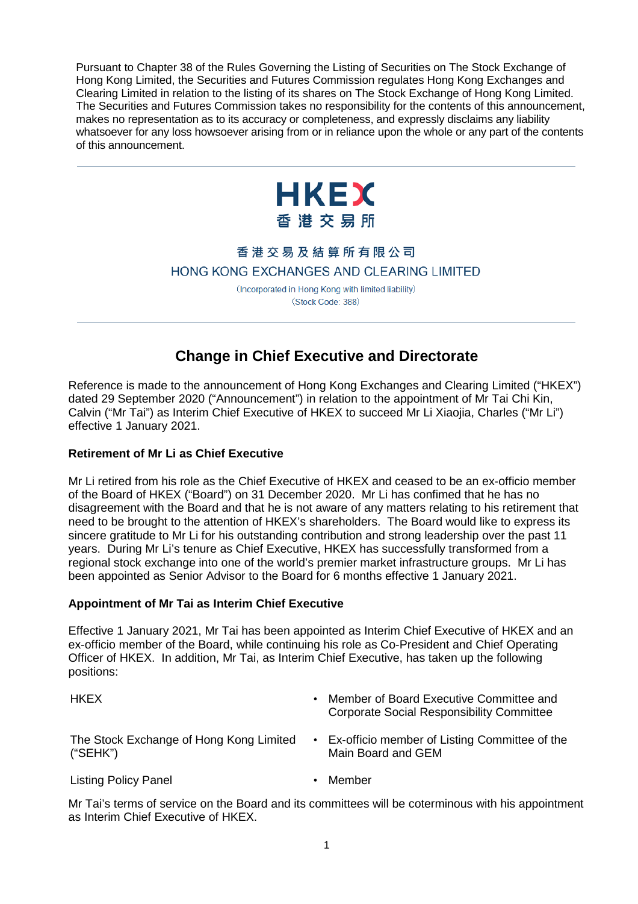Pursuant to Chapter 38 of the Rules Governing the Listing of Securities on The Stock Exchange of Hong Kong Limited, the Securities and Futures Commission regulates Hong Kong Exchanges and Clearing Limited in relation to the listing of its shares on The Stock Exchange of Hong Kong Limited. The Securities and Futures Commission takes no responsibility for the contents of this announcement, makes no representation as to its accuracy or completeness, and expressly disclaims any liability whatsoever for any loss howsoever arising from or in reliance upon the whole or any part of the contents of this announcement.

---

HKEX
香港交易所

香港交易及結算所有限公司
HONG KONG EXCHANGES AND CLEARING LIMITED

(Incorporated in Hong Kong with limited liability)
(Stock Code: 388)

---

# Change in Chief Executive and Directorate

Reference is made to the announcement of Hong Kong Exchanges and Clearing Limited ("HKEX") dated 29 September 2020 ("Announcement") in relation to the appointment of Mr Tai Chi Kin, Calvin ("Mr Tai") as Interim Chief Executive of HKEX to succeed Mr Li Xiaojia, Charles ("Mr Li") effective 1 January 2021.

**Retirement of Mr Li as Chief Executive**

Mr Li retired from his role as the Chief Executive of HKEX and ceased to be an ex-officio member of the Board of HKEX ("Board") on 31 December 2020. Mr Li has confirmed that he has no disagreement with the Board and that he is not aware of any matters relating to his retirement that need to be brought to the attention of HKEX's shareholders. The Board would like to express its sincere gratitude to Mr Li for his outstanding contribution and strong leadership over the past 11 years. During Mr Li's tenure as Chief Executive, HKEX has successfully transformed from a regional stock exchange into one of the world's premier market infrastructure groups. Mr Li has been appointed as Senior Advisor to the Board for 6 months effective 1 January 2021.

**Appointment of Mr Tai as Interim Chief Executive**

Effective 1 January 2021, Mr Tai has been appointed as Interim Chief Executive of HKEX and an ex-officio member of the Board, while continuing his role as Co-President and Chief Operating Officer of HKEX. In addition, Mr Tai, as Interim Chief Executive, has taken up the following positions:

| | |
|---|---|
| HKEX | • Member of Board Executive Committee and Corporate Social Responsibility Committee |
| The Stock Exchange of Hong Kong Limited ("SEHK") | • Ex-officio member of Listing Committee of the Main Board and GEM |
| Listing Policy Panel | • Member |

Mr Tai's terms of service on the Board and its committees will be coterminous with his appointment as Interim Chief Executive of HKEX.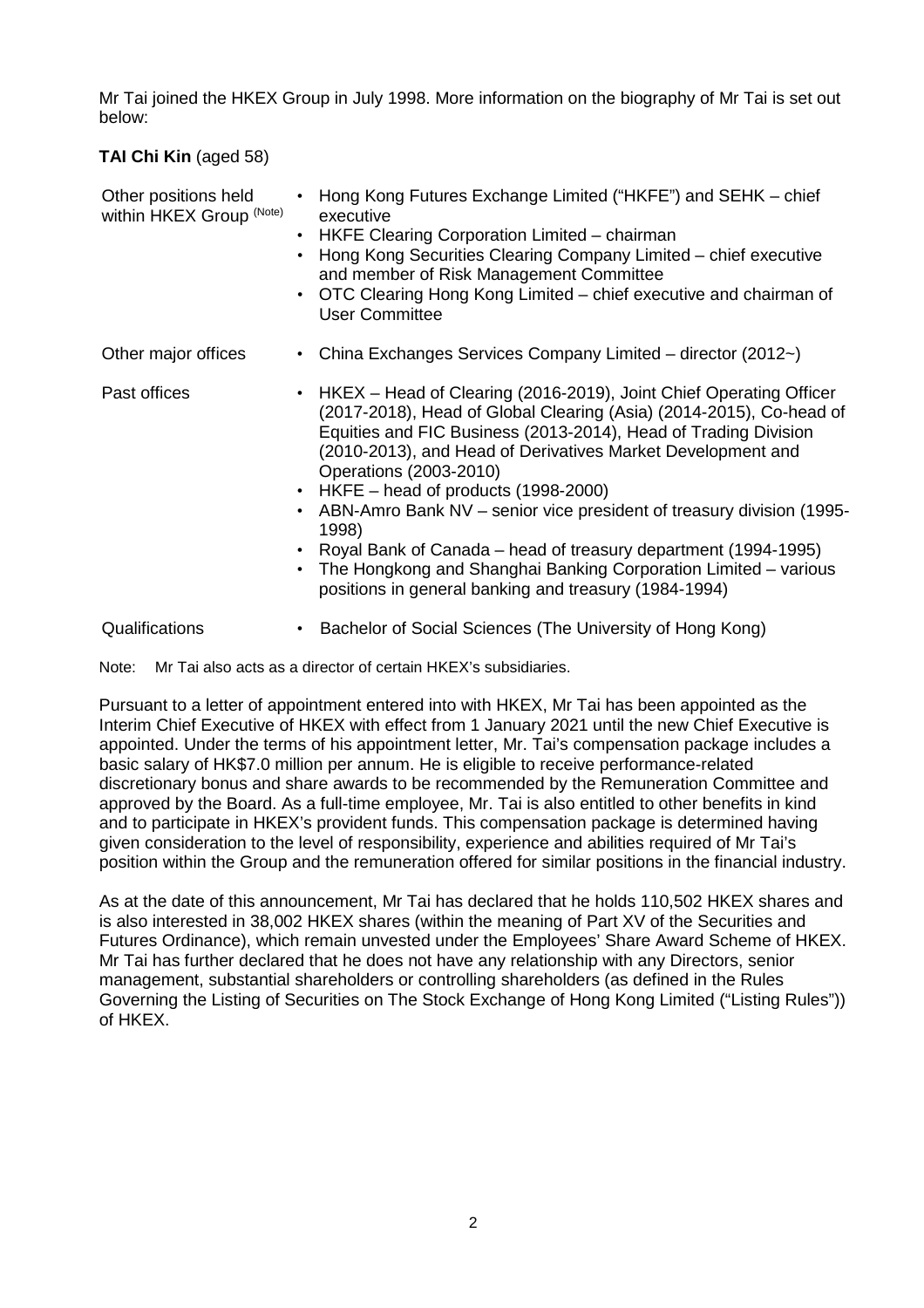Mr Tai joined the HKEX Group in July 1998. More information on the biography of Mr Tai is set out below:

**TAI Chi Kin** (aged 58)

| | |
|---|---|
| Other positions held within HKEX Group [(Note)] | • Hong Kong Futures Exchange Limited ("HKFE") and SEHK – chief executive<br>• HKFE Clearing Corporation Limited – chairman<br>• Hong Kong Securities Clearing Company Limited – chief executive and member of Risk Management Committee<br>• OTC Clearing Hong Kong Limited – chief executive and chairman of User Committee |
| Other major offices | • China Exchanges Services Company Limited – director (2012~) |
| Past offices | • HKEX – Head of Clearing (2016-2019), Joint Chief Operating Officer (2017-2018), Head of Global Clearing (Asia) (2014-2015), Co-head of Equities and FIC Business (2013-2014), Head of Trading Division (2010-2013), and Head of Derivatives Market Development and Operations (2003-2010)<br>• HKFE – head of products (1998-2000)<br>• ABN-Amro Bank NV – senior vice president of treasury division (1995-1998)<br>• Royal Bank of Canada – head of treasury department (1994-1995)<br>• The Hongkong and Shanghai Banking Corporation Limited – various positions in general banking and treasury (1984-1994) |
| Qualifications | • Bachelor of Social Sciences (The University of Hong Kong) |

Note: Mr Tai also acts as a director of certain HKEX's subsidiaries.

Pursuant to a letter of appointment entered into with HKEX, Mr Tai has been appointed as the Interim Chief Executive of HKEX with effect from 1 January 2021 until the new Chief Executive is appointed. Under the terms of his appointment letter, Mr. Tai's compensation package includes a basic salary of HK$7.0 million per annum. He is eligible to receive performance-related discretionary bonus and share awards to be recommended by the Remuneration Committee and approved by the Board. As a full-time employee, Mr. Tai is also entitled to other benefits in kind and to participate in HKEX's provident funds. This compensation package is determined having given consideration to the level of responsibility, experience and abilities required of Mr Tai's position within the Group and the remuneration offered for similar positions in the financial industry.

As at the date of this announcement, Mr Tai has declared that he holds 110,502 HKEX shares and is also interested in 38,002 HKEX shares (within the meaning of Part XV of the Securities and Futures Ordinance), which remain unvested under the Employees' Share Award Scheme of HKEX. Mr Tai has further declared that he does not have any relationship with any Directors, senior management, substantial shareholders or controlling shareholders (as defined in the Rules Governing the Listing of Securities on The Stock Exchange of Hong Kong Limited ("Listing Rules")) of HKEX.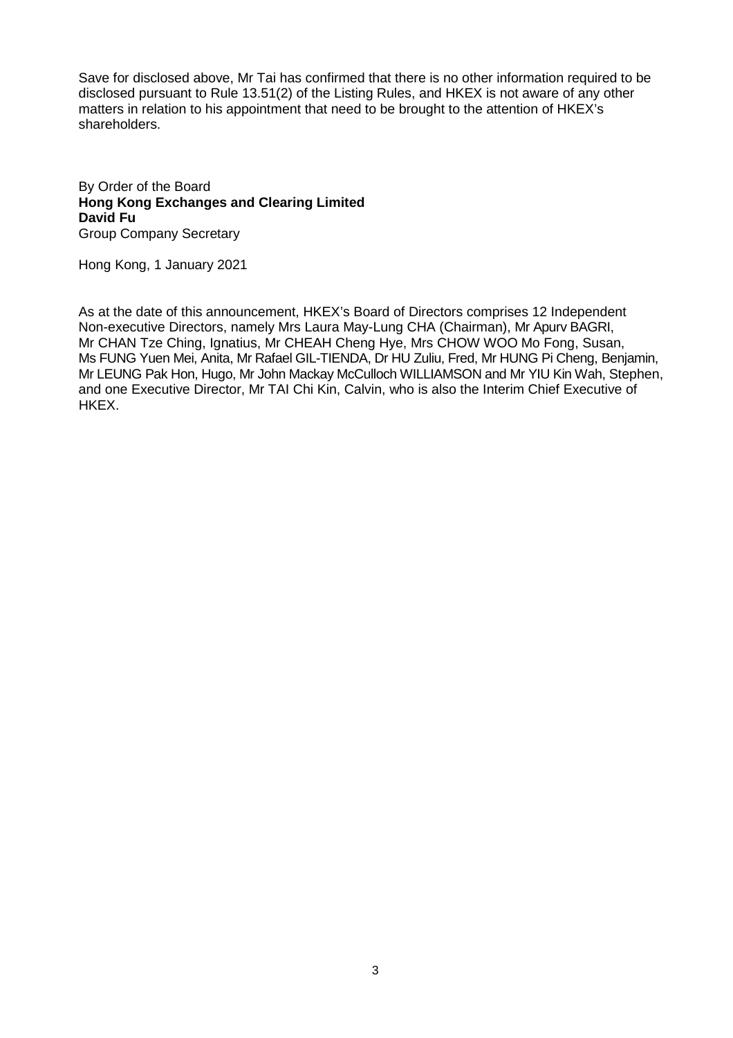Save for disclosed above, Mr Tai has confirmed that there is no other information required to be disclosed pursuant to Rule 13.51(2) of the Listing Rules, and HKEX is not aware of any other matters in relation to his appointment that need to be brought to the attention of HKEX's shareholders.

By Order of the Board
**Hong Kong Exchanges and Clearing Limited**
**David Fu**
Group Company Secretary

Hong Kong, 1 January 2021

As at the date of this announcement, HKEX's Board of Directors comprises 12 Independent Non-executive Directors, namely Mrs Laura May-Lung CHA (Chairman), Mr Apurv BAGRI, Mr CHAN Tze Ching, Ignatius, Mr CHEAH Cheng Hye, Mrs CHOW WOO Mo Fong, Susan, Ms FUNG Yuen Mei, Anita, Mr Rafael GIL-TIENDA, Dr HU Zuliu, Fred, Mr HUNG Pi Cheng, Benjamin, Mr LEUNG Pak Hon, Hugo, Mr John Mackay McCulloch WILLIAMSON and Mr YIU Kin Wah, Stephen, and one Executive Director, Mr TAI Chi Kin, Calvin, who is also the Interim Chief Executive of HKEX.